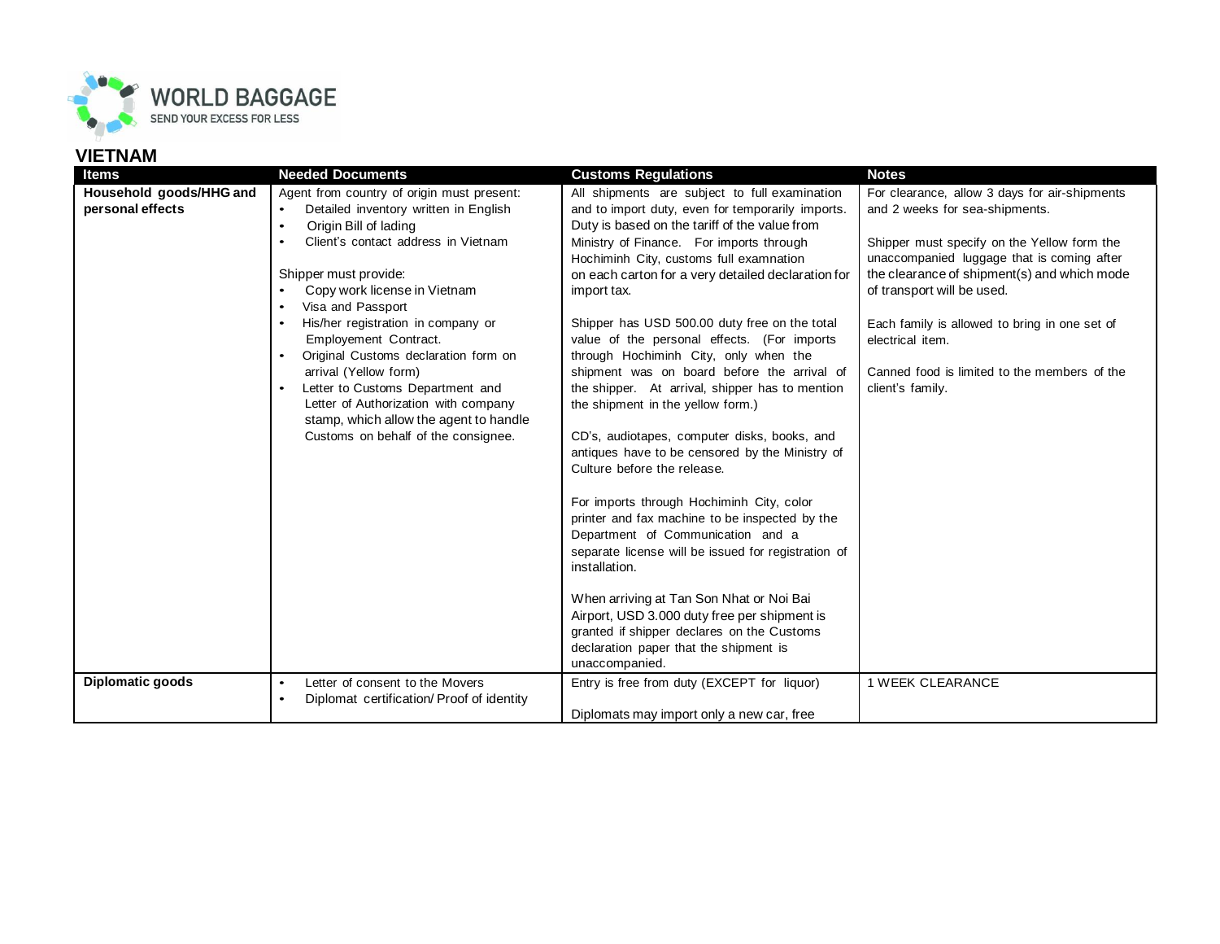WORLD BAGGAGE
SEND YOUR EXCESS FOR LESS

## VIETNAM

| Items | Needed Documents | Customs Regulations | Notes |
|---|---|---|---|
| **Household goods/HHG and personal effects** | Agent from country of origin must present:<br>• Detailed inventory written in English<br>• Origin Bill of lading<br>• Client's contact address in Vietnam<br><br>Shipper must provide:<br>• Copy work license in Vietnam<br>• Visa and Passport<br>• His/her registration in company or Employement Contract.<br>• Original Customs declaration form on arrival (Yellow form)<br>• Letter to Customs Department and Letter of Authorization with company stamp, which allow the agent to handle Customs on behalf of the consignee. | All shipments are subject to full examination and to import duty, even for temporarily imports. Duty is based on the tariff of the value from Ministry of Finance. For imports through Hochiminh City, customs full examnation on each carton for a very detailed declaration for import tax.<br><br>Shipper has USD 500.00 duty free on the total value of the personal effects. (For imports through Hochiminh City, only when the shipment was on board before the arrival of the shipper. At arrival, shipper has to mention the shipment in the yellow form.)<br><br>CD's, audiotapes, computer disks, books, and antiques have to be censored by the Ministry of Culture before the release.<br><br>For imports through Hochiminh City, color printer and fax machine to be inspected by the Department of Communication and a separate license will be issued for registration of installation.<br><br>When arriving at Tan Son Nhat or Noi Bai Airport, USD 3.000 duty free per shipment is granted if shipper declares on the Customs declaration paper that the shipment is unaccompanied. | For clearance, allow 3 days for air-shipments and 2 weeks for sea-shipments.<br><br>Shipper must specify on the Yellow form the unaccompanied luggage that is coming after the clearance of shipment(s) and which mode of transport will be used.<br><br>Each family is allowed to bring in one set of electrical item.<br><br>Canned food is limited to the members of the client's family. |
| **Diplomatic goods** | • Letter of consent to the Movers<br>• Diplomat certification/ Proof of identity | Entry is free from duty (EXCEPT for liquor)<br><br>Diplomats may import only a new car, free | 1 WEEK CLEARANCE |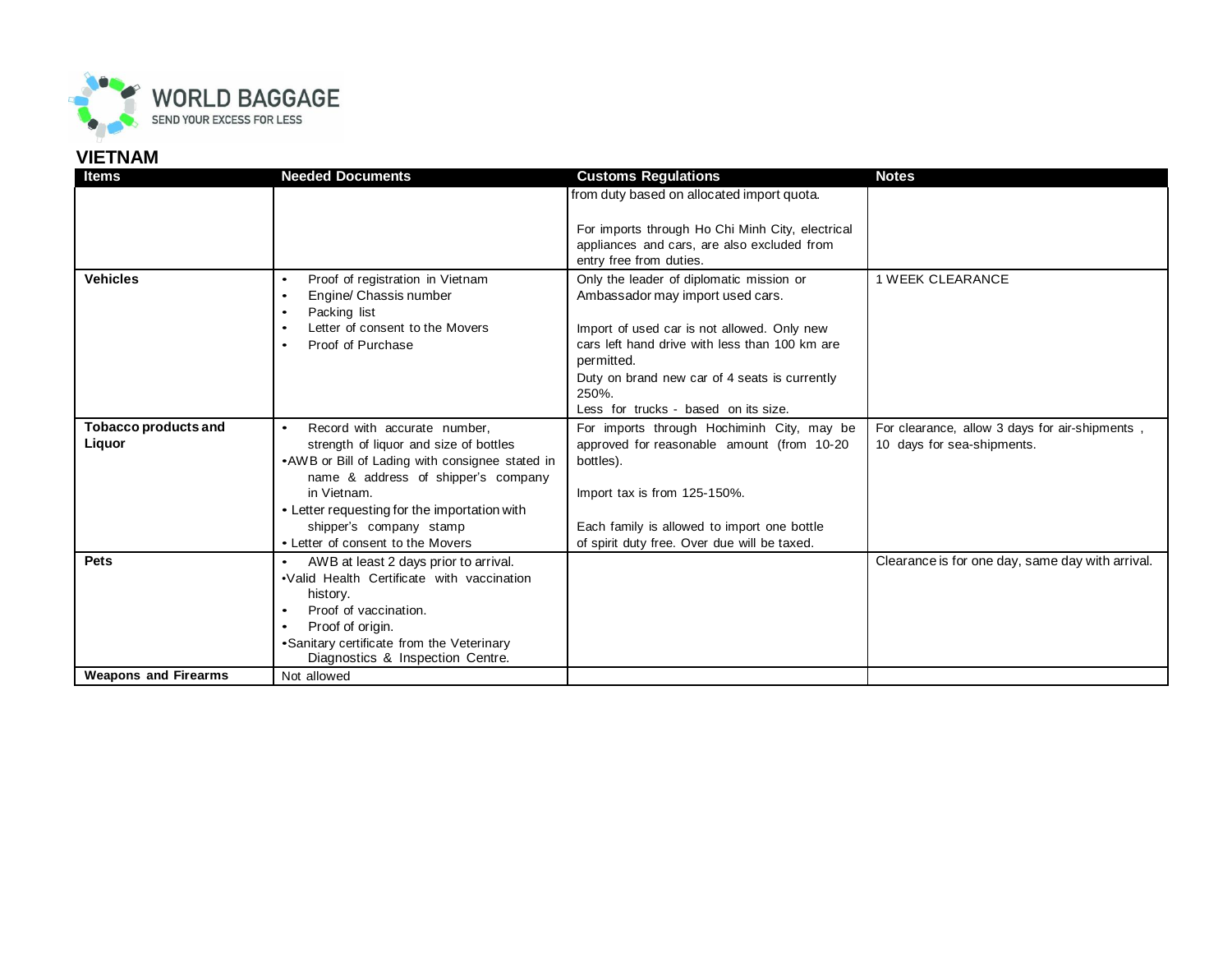## VIETNAM

| Items | Needed Documents | Customs Regulations | Notes |
|---|---|---|---|
| | | from duty based on allocated import quota.<br><br>For imports through Ho Chi Minh City, electrical appliances and cars, are also excluded from entry free from duties. | |
| **Vehicles** | • Proof of registration in Vietnam<br>• Engine/ Chassis number<br>• Packing list<br>• Letter of consent to the Movers<br>• Proof of Purchase | Only the leader of diplomatic mission or Ambassador may import used cars.<br><br>Import of used car is not allowed. Only new cars left hand drive with less than 100 km are permitted.<br>Duty on brand new car of 4 seats is currently 250%.<br>Less for trucks - based on its size. | 1 WEEK CLEARANCE |
| **Tobacco products and Liquor** | • Record with accurate number, strength of liquor and size of bottles<br>• AWB or Bill of Lading with consignee stated in name & address of shipper's company in Vietnam.<br>• Letter requesting for the importation with shipper's company stamp<br>• Letter of consent to the Movers | For imports through Hochiminh City, may be approved for reasonable amount (from 10-20 bottles).<br><br>Import tax is from 125-150%.<br><br>Each family is allowed to import one bottle of spirit duty free. Over due will be taxed. | For clearance, allow 3 days for air-shipments , 10 days for sea-shipments. |
| **Pets** | • AWB at least 2 days prior to arrival.<br>• Valid Health Certificate with vaccination history.<br>• Proof of vaccination.<br>• Proof of origin.<br>• Sanitary certificate from the Veterinary Diagnostics & Inspection Centre. | | Clearance is for one day, same day with arrival. |
| **Weapons and Firearms** | Not allowed | | |